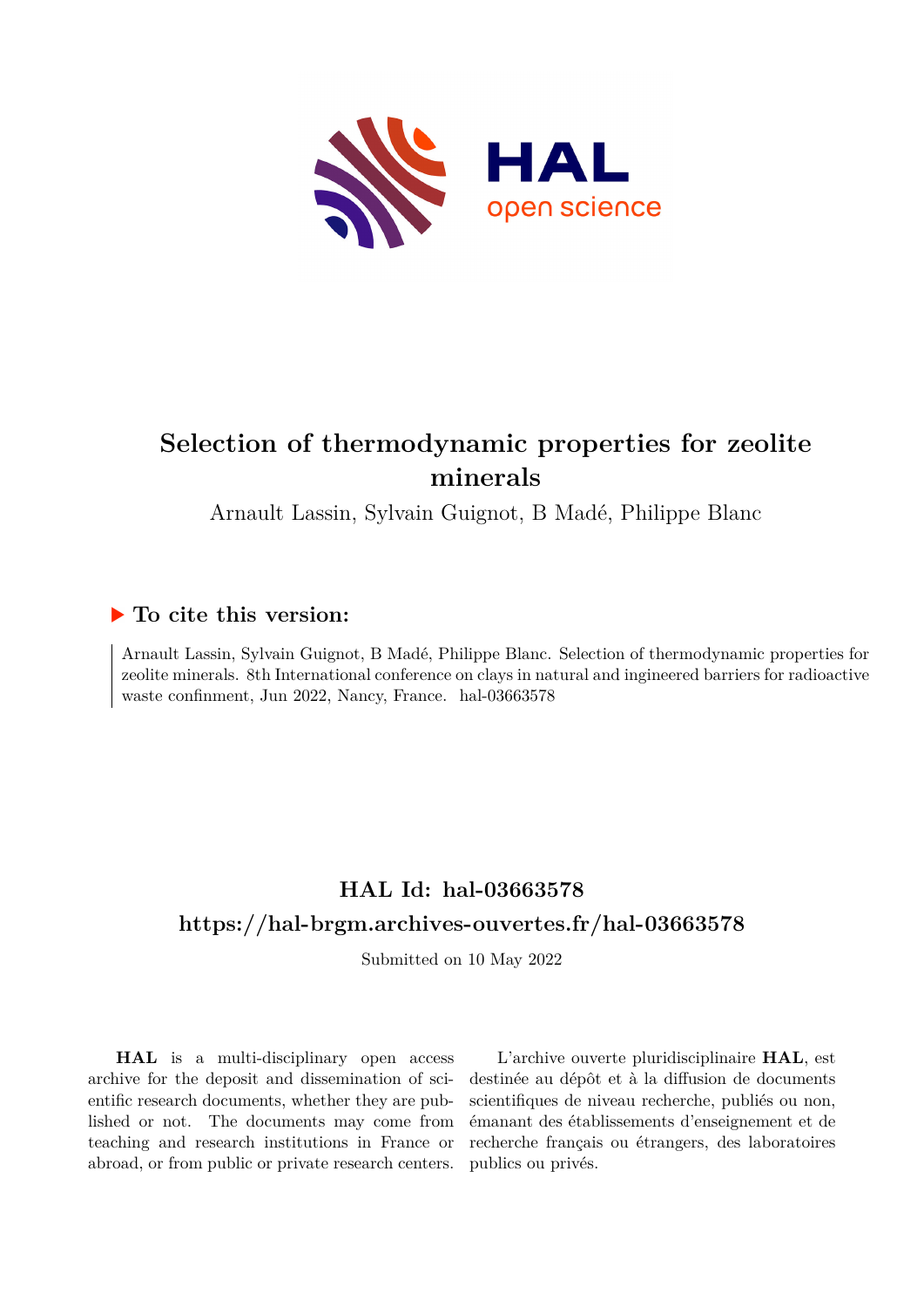# Selection of thermodynamic properties for zeolite minerals

Arnault Lassin, Sylvain Guignot, B Madé, Philippe Blanc

## ▶ To cite this version:

Arnault Lassin, Sylvain Guignot, B Madé, Philippe Blanc. Selection of thermodynamic properties for zeolite minerals. 8th International conference on clays in natural and ingineered barriers for radioactive waste confinment, Jun 2022, Nancy, France. hal-03663578

## HAL Id: hal-03663578

## https://hal-brgm.archives-ouvertes.fr/hal-03663578

Submitted on 10 May 2022

**HAL** is a multi-disciplinary open access archive for the deposit and dissemination of scientific research documents, whether they are published or not. The documents may come from teaching and research institutions in France or abroad, or from public or private research centers.

L'archive ouverte pluridisciplinaire **HAL**, est destinée au dépôt et à la diffusion de documents scientifiques de niveau recherche, publiés ou non, émanant des établissements d'enseignement et de recherche français ou étrangers, des laboratoires publics ou privés.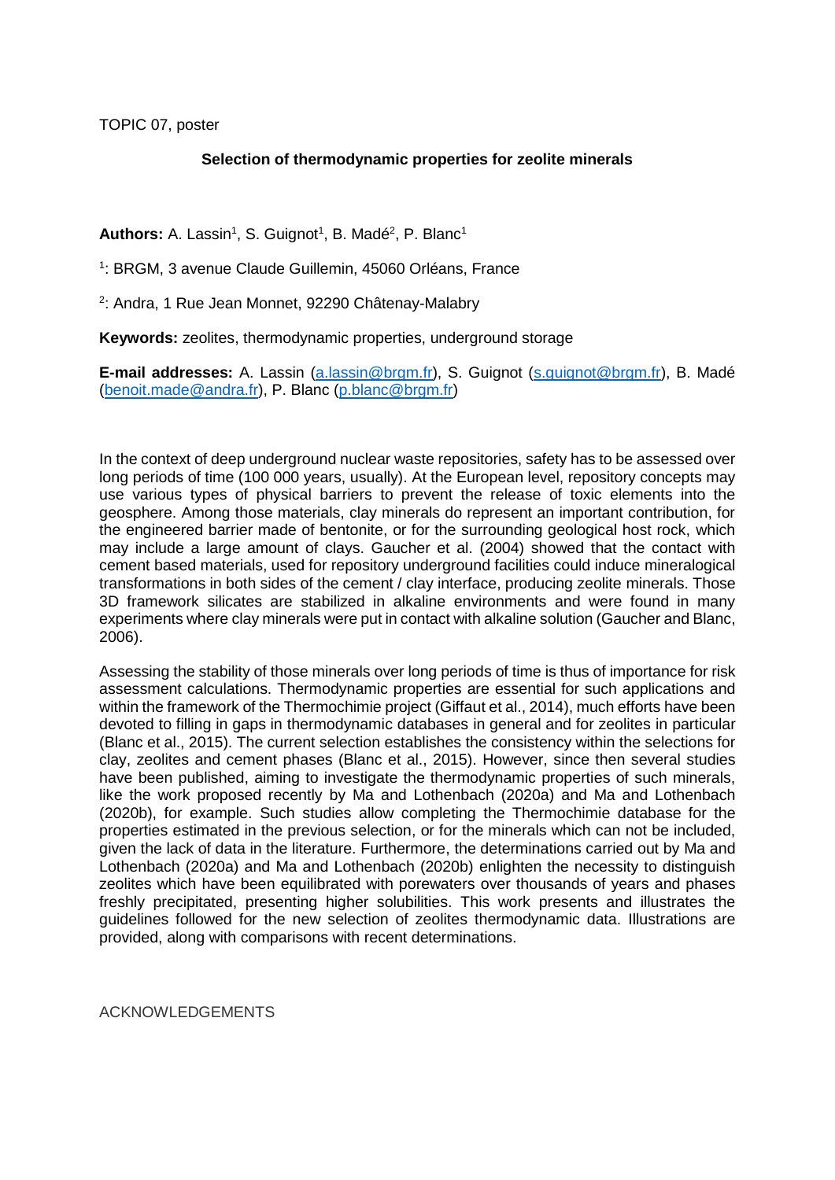TOPIC 07, poster

**Selection of thermodynamic properties for zeolite minerals**

**Authors:** A. Lassin[1], S. Guignot[1], B. Madé[2], P. Blanc[1]

[1]: BRGM, 3 avenue Claude Guillemin, 45060 Orléans, France

[2]: Andra, 1 Rue Jean Monnet, 92290 Châtenay-Malabry

**Keywords:** zeolites, thermodynamic properties, underground storage

**E-mail addresses:** A. Lassin (a.lassin@brgm.fr), S. Guignot (s.guignot@brgm.fr), B. Madé (benoit.made@andra.fr), P. Blanc (p.blanc@brgm.fr)

In the context of deep underground nuclear waste repositories, safety has to be assessed over long periods of time (100 000 years, usually). At the European level, repository concepts may use various types of physical barriers to prevent the release of toxic elements into the geosphere. Among those materials, clay minerals do represent an important contribution, for the engineered barrier made of bentonite, or for the surrounding geological host rock, which may include a large amount of clays. Gaucher et al. (2004) showed that the contact with cement based materials, used for repository underground facilities could induce mineralogical transformations in both sides of the cement / clay interface, producing zeolite minerals. Those 3D framework silicates are stabilized in alkaline environments and were found in many experiments where clay minerals were put in contact with alkaline solution (Gaucher and Blanc, 2006).

Assessing the stability of those minerals over long periods of time is thus of importance for risk assessment calculations. Thermodynamic properties are essential for such applications and within the framework of the Thermochimie project (Giffaut et al., 2014), much efforts have been devoted to filling in gaps in thermodynamic databases in general and for zeolites in particular (Blanc et al., 2015). The current selection establishes the consistency within the selections for clay, zeolites and cement phases (Blanc et al., 2015). However, since then several studies have been published, aiming to investigate the thermodynamic properties of such minerals, like the work proposed recently by Ma and Lothenbach (2020a) and Ma and Lothenbach (2020b), for example. Such studies allow completing the Thermochimie database for the properties estimated in the previous selection, or for the minerals which can not be included, given the lack of data in the literature. Furthermore, the determinations carried out by Ma and Lothenbach (2020a) and Ma and Lothenbach (2020b) enlighten the necessity to distinguish zeolites which have been equilibrated with porewaters over thousands of years and phases freshly precipitated, presenting higher solubilities. This work presents and illustrates the guidelines followed for the new selection of zeolites thermodynamic data. Illustrations are provided, along with comparisons with recent determinations.

ACKNOWLEDGEMENTS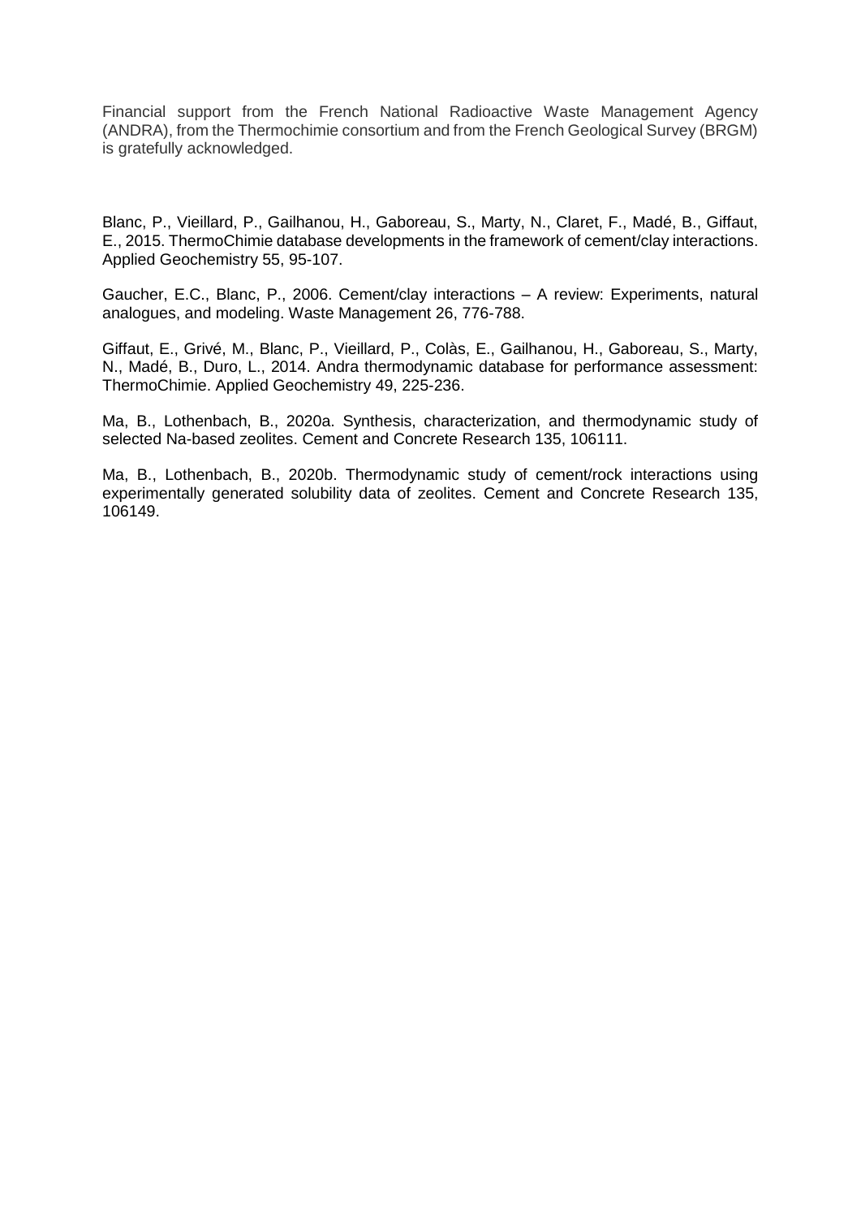Financial support from the French National Radioactive Waste Management Agency (ANDRA), from the Thermochimie consortium and from the French Geological Survey (BRGM) is gratefully acknowledged.

Blanc, P., Vieillard, P., Gailhanou, H., Gaboreau, S., Marty, N., Claret, F., Madé, B., Giffaut, E., 2015. ThermoChimie database developments in the framework of cement/clay interactions. Applied Geochemistry 55, 95-107.

Gaucher, E.C., Blanc, P., 2006. Cement/clay interactions – A review: Experiments, natural analogues, and modeling. Waste Management 26, 776-788.

Giffaut, E., Grivé, M., Blanc, P., Vieillard, P., Colàs, E., Gailhanou, H., Gaboreau, S., Marty, N., Madé, B., Duro, L., 2014. Andra thermodynamic database for performance assessment: ThermoChimie. Applied Geochemistry 49, 225-236.

Ma, B., Lothenbach, B., 2020a. Synthesis, characterization, and thermodynamic study of selected Na-based zeolites. Cement and Concrete Research 135, 106111.

Ma, B., Lothenbach, B., 2020b. Thermodynamic study of cement/rock interactions using experimentally generated solubility data of zeolites. Cement and Concrete Research 135, 106149.